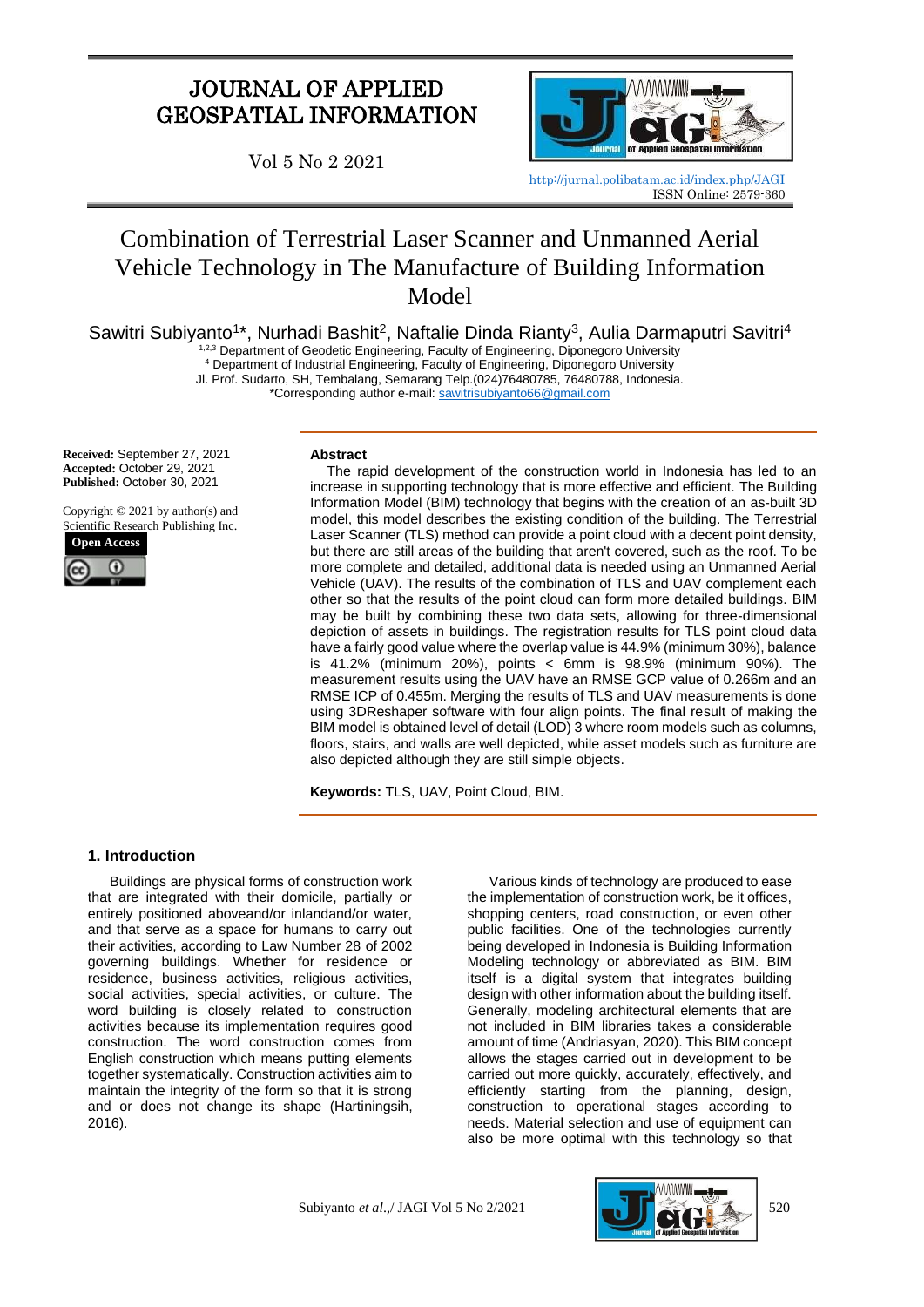# JOURNAL OF APPLIED GEOSPATIAL INFORMATION

Vol 5 No 2 2021

http://jurnal.polibatam.ac.id/index.php/JAGI
ISSN Online: 2579-360

# Combination of Terrestrial Laser Scanner and Unmanned Aerial Vehicle Technology in The Manufacture of Building Information Model

Sawitri Subiyanto[1]*, Nurhadi Bashit[2], Naftalie Dinda Rianty[3], Aulia Darmaputri Savitri[4]

[1,2,3] Department of Geodetic Engineering, Faculty of Engineering, Diponegoro University
[4] Department of Industrial Engineering, Faculty of Engineering, Diponegoro University
Jl. Prof. Sudarto, SH, Tembalang, Semarang Telp.(024)76480785, 76480788, Indonesia.
*Corresponding author e-mail: sawitrisubiyanto66@gmail.com

**Received:** September 27, 2021
**Accepted:** October 29, 2021
**Published:** October 30, 2021

Copyright © 2021 by author(s) and Scientific Research Publishing Inc.

**Open Access**

## Abstract

The rapid development of the construction world in Indonesia has led to an increase in supporting technology that is more effective and efficient. The Building Information Model (BIM) technology that begins with the creation of an as-built 3D model, this model describes the existing condition of the building. The Terrestrial Laser Scanner (TLS) method can provide a point cloud with a decent point density, but there are still areas of the building that aren't covered, such as the roof. To be more complete and detailed, additional data is needed using an Unmanned Aerial Vehicle (UAV). The results of the combination of TLS and UAV complement each other so that the results of the point cloud can form more detailed buildings. BIM may be built by combining these two data sets, allowing for three-dimensional depiction of assets in buildings. The registration results for TLS point cloud data have a fairly good value where the overlap value is 44.9% (minimum 30%), balance is 41.2% (minimum 20%), points < 6mm is 98.9% (minimum 90%). The measurement results using the UAV have an RMSE GCP value of 0.266m and an RMSE ICP of 0.455m. Merging the results of TLS and UAV measurements is done using 3DReshaper software with four align points. The final result of making the BIM model is obtained level of detail (LOD) 3 where room models such as columns, floors, stairs, and walls are well depicted, while asset models such as furniture are also depicted although they are still simple objects.

**Keywords:** TLS, UAV, Point Cloud, BIM.

## 1. Introduction

Buildings are physical forms of construction work that are integrated with their domicile, partially or entirely positioned aboveand/or inlandand/or water, and that serve as a space for humans to carry out their activities, according to Law Number 28 of 2002 governing buildings. Whether for residence or residence, business activities, religious activities, social activities, special activities, or culture. The word building is closely related to construction activities because its implementation requires good construction. The word construction comes from English construction which means putting elements together systematically. Construction activities aim to maintain the integrity of the form so that it is strong and or does not change its shape (Hartiningsih, 2016).

Various kinds of technology are produced to ease the implementation of construction work, be it offices, shopping centers, road construction, or even other public facilities. One of the technologies currently being developed in Indonesia is Building Information Modeling technology or abbreviated as BIM. BIM itself is a digital system that integrates building design with other information about the building itself. Generally, modeling architectural elements that are not included in BIM libraries takes a considerable amount of time (Andriasyan, 2020). This BIM concept allows the stages carried out in development to be carried out more quickly, accurately, effectively, and efficiently starting from the planning, design, construction to operational stages according to needs. Material selection and use of equipment can also be more optimal with this technology so that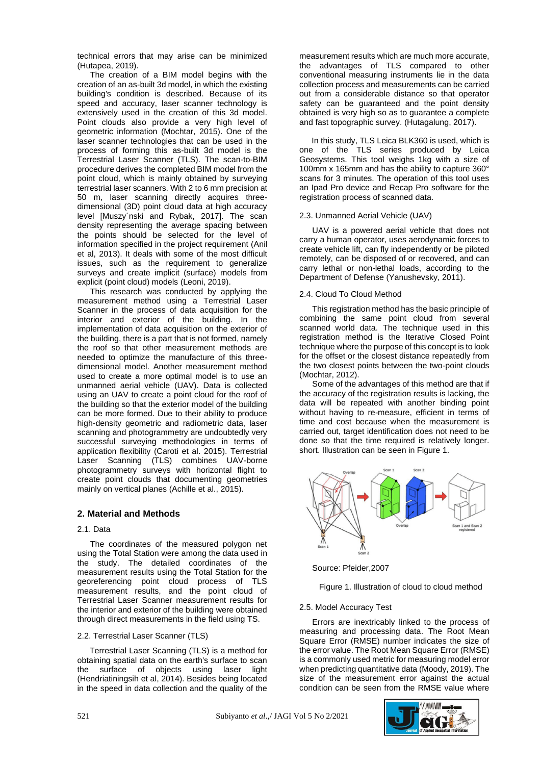technical errors that may arise can be minimized (Hutapea, 2019).

The creation of a BIM model begins with the creation of an as-built 3d model, in which the existing building's condition is described. Because of its speed and accuracy, laser scanner technology is extensively used in the creation of this 3d model. Point clouds also provide a very high level of geometric information (Mochtar, 2015). One of the laser scanner technologies that can be used in the process of forming this as-built 3d model is the Terrestrial Laser Scanner (TLS). The scan-to-BIM procedure derives the completed BIM model from the point cloud, which is mainly obtained by surveying terrestrial laser scanners. With 2 to 6 mm precision at 50 m, laser scanning directly acquires three-dimensional (3D) point cloud data at high accuracy level [Muszy´nski and Rybak, 2017]. The scan density representing the average spacing between the points should be selected for the level of information specified in the project requirement (Anil et al, 2013). It deals with some of the most difficult issues, such as the requirement to generalize surveys and create implicit (surface) models from explicit (point cloud) models (Leoni, 2019).

This research was conducted by applying the measurement method using a Terrestrial Laser Scanner in the process of data acquisition for the interior and exterior of the building. In the implementation of data acquisition on the exterior of the building, there is a part that is not formed, namely the roof so that other measurement methods are needed to optimize the manufacture of this three-dimensional model. Another measurement method used to create a more optimal model is to use an unmanned aerial vehicle (UAV). Data is collected using an UAV to create a point cloud for the roof of the building so that the exterior model of the building can be more formed. Due to their ability to produce high-density geometric and radiometric data, laser scanning and photogrammetry are undoubtedly very successful surveying methodologies in terms of application flexibility (Caroti et al. 2015). Terrestrial Laser Scanning (TLS) combines UAV-borne photogrammetry surveys with horizontal flight to create point clouds that documenting geometries mainly on vertical planes (Achille et al., 2015).

## 2. Material and Methods

### 2.1. Data

The coordinates of the measured polygon net using the Total Station were among the data used in the study. The detailed coordinates of the measurement results using the Total Station for the georeferencing point cloud process of TLS measurement results, and the point cloud of Terrestrial Laser Scanner measurement results for the interior and exterior of the building were obtained through direct measurements in the field using TS.

### 2.2. Terrestrial Laser Scanner (TLS)

Terrestrial Laser Scanning (TLS) is a method for obtaining spatial data on the earth's surface to scan the surface of objects using laser light (Hendriatiningsih et al, 2014). Besides being located in the speed in data collection and the quality of the measurement results which are much more accurate, the advantages of TLS compared to other conventional measuring instruments lie in the data collection process and measurements can be carried out from a considerable distance so that operator safety can be guaranteed and the point density obtained is very high so as to guarantee a complete and fast topographic survey. (Hutagalung, 2017).

In this study, TLS Leica BLK360 is used, which is one of the TLS series produced by Leica Geosystems. This tool weighs 1kg with a size of 100mm x 165mm and has the ability to capture 360° scans for 3 minutes. The operation of this tool uses an Ipad Pro device and Recap Pro software for the registration process of scanned data.

### 2.3. Unmanned Aerial Vehicle (UAV)

UAV is a powered aerial vehicle that does not carry a human operator, uses aerodynamic forces to create vehicle lift, can fly independently or be piloted remotely, can be disposed of or recovered, and can carry lethal or non-lethal loads, according to the Department of Defense (Yanushevsky, 2011).

### 2.4. Cloud To Cloud Method

This registration method has the basic principle of combining the same point cloud from several scanned world data. The technique used in this registration method is the Iterative Closed Point technique where the purpose of this concept is to look for the offset or the closest distance repeatedly from the two closest points between the two-point clouds (Mochtar, 2012).

Some of the advantages of this method are that if the accuracy of the registration results is lacking, the data will be repeated with another binding point without having to re-measure, efficient in terms of time and cost because when the measurement is carried out, target identification does not need to be done so that the time required is relatively longer. short. Illustration can be seen in Figure 1.

Source: Pfeider,2007

Figure 1. Illustration of cloud to cloud method

### 2.5. Model Accuracy Test

Errors are inextricably linked to the process of measuring and processing data. The Root Mean Square Error (RMSE) number indicates the size of the error value. The Root Mean Square Error (RMSE) is a commonly used metric for measuring model error when predicting quantitative data (Moody, 2019). The size of the measurement error against the actual condition can be seen from the RMSE value where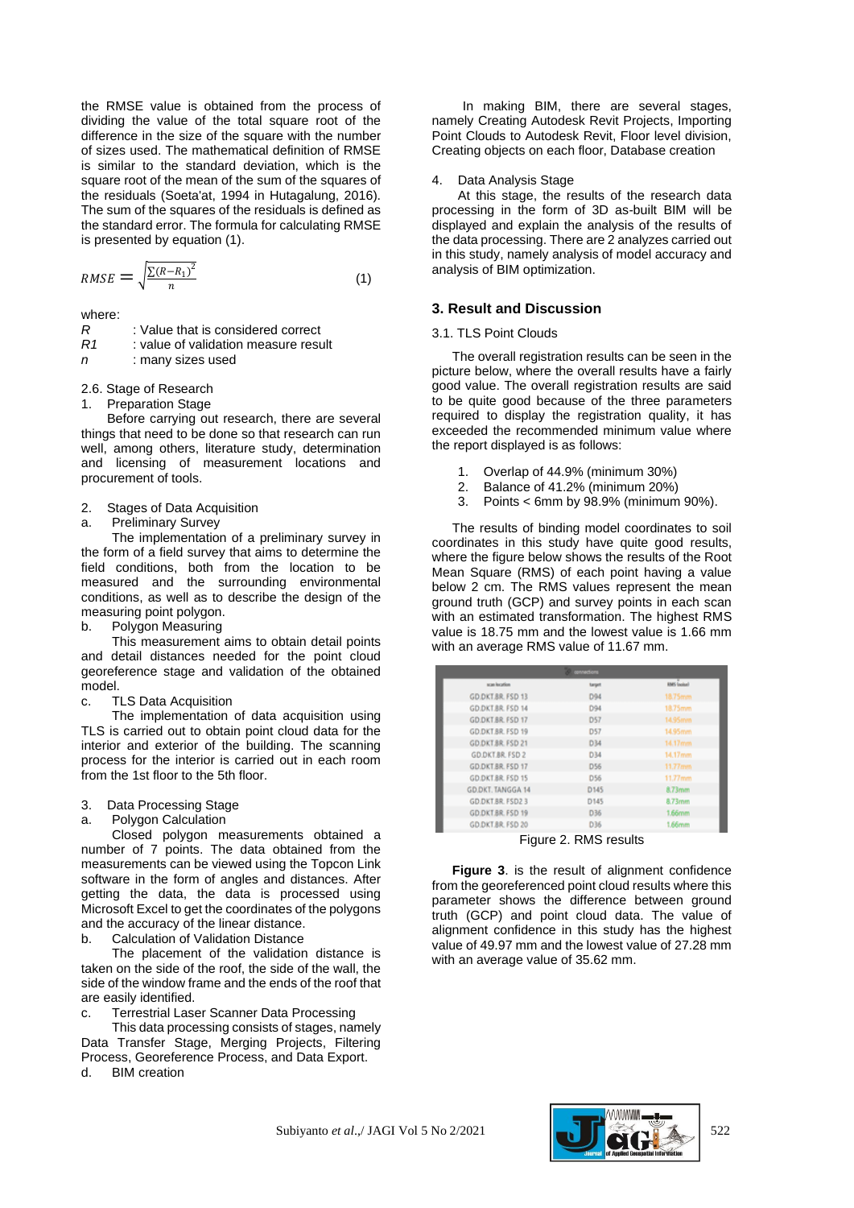the RMSE value is obtained from the process of dividing the value of the total square root of the difference in the size of the square with the number of sizes used. The mathematical definition of RMSE is similar to the standard deviation, which is the square root of the mean of the sum of the squares of the residuals (Soeta'at, 1994 in Hutagalung, 2016). The sum of the squares of the residuals is defined as the standard error. The formula for calculating RMSE is presented by equation (1).

$$RMSE = \sqrt{\frac{\sum (R-R_1)^2}{n}} \quad (1)$$

where:

- $R$ : Value that is considered correct
- $R1$ : value of validation measure result
- $n$ : many sizes used

2.6. Stage of Research

1. Preparation Stage

Before carrying out research, there are several things that need to be done so that research can run well, among others, literature study, determination and licensing of measurement locations and procurement of tools.

2. Stages of Data Acquisition

a. Preliminary Survey

The implementation of a preliminary survey in the form of a field survey that aims to determine the field conditions, both from the location to be measured and the surrounding environmental conditions, as well as to describe the design of the measuring point polygon.

b. Polygon Measuring

This measurement aims to obtain detail points and detail distances needed for the point cloud georeference stage and validation of the obtained model.

c. TLS Data Acquisition

The implementation of data acquisition using TLS is carried out to obtain point cloud data for the interior and exterior of the building. The scanning process for the interior is carried out in each room from the 1st floor to the 5th floor.

3. Data Processing Stage

a. Polygon Calculation

Closed polygon measurements obtained a number of 7 points. The data obtained from the measurements can be viewed using the Topcon Link software in the form of angles and distances. After getting the data, the data is processed using Microsoft Excel to get the coordinates of the polygons and the accuracy of the linear distance.

b. Calculation of Validation Distance

The placement of the validation distance is taken on the side of the roof, the side of the wall, the side of the window frame and the ends of the roof that are easily identified.

c. Terrestrial Laser Scanner Data Processing

This data processing consists of stages, namely Data Transfer Stage, Merging Projects, Filtering Process, Georeference Process, and Data Export.

d. BIM creation

In making BIM, there are several stages, namely Creating Autodesk Revit Projects, Importing Point Clouds to Autodesk Revit, Floor level division, Creating objects on each floor, Database creation

4. Data Analysis Stage

At this stage, the results of the research data processing in the form of 3D as-built BIM will be displayed and explain the analysis of the results of the data processing. There are 2 analyzes carried out in this study, namely analysis of model accuracy and analysis of BIM optimization.

## 3. Result and Discussion

### 3.1. TLS Point Clouds

The overall registration results can be seen in the picture below, where the overall results have a fairly good value. The overall registration results are said to be quite good because of the three parameters required to display the registration quality, it has exceeded the recommended minimum value where the report displayed is as follows:

1. Overlap of 44.9% (minimum 30%)
2. Balance of 41.2% (minimum 20%)
3. Points < 6mm by 98.9% (minimum 90%).

The results of binding model coordinates to soil coordinates in this study have quite good results, where the figure below shows the results of the Root Mean Square (RMS) of each point having a value below 2 cm. The RMS values represent the mean ground truth (GCP) and survey points in each scan with an estimated transformation. The highest RMS value is 18.75 mm and the lowest value is 1.66 mm with an average RMS value of 11.67 mm.

| scan location | target | RMS (value) |
|---|---|---|
| GD.DKT.BR. FSD 13 | D94 | 18.75mm |
| GD.DKT.BR. FSD 14 | D94 | 18.75mm |
| GD.DKT.BR. FSD 17 | D57 | 14.95mm |
| GD.DKT.BR. FSD 19 | D57 | 14.95mm |
| GD.DKT.BR. FSD 21 | D34 | 14.17mm |
| GD.DKT.BR. FSD 2 | D34 | 14.17mm |
| GD.DKT.BR. FSD 17 | D56 | 11.77mm |
| GD.DKT.BR. FSD 15 | D56 | 11.77mm |
| GD.DKT. TANGGA 14 | D145 | 8.73mm |
| GD.DKT.BR. FSD2 3 | D145 | 8.73mm |
| GD.DKT.BR. FSD 19 | D36 | 1.66mm |
| GD.DKT.BR. FSD 20 | D36 | 1.66mm |

Figure 2. RMS results

**Figure 3**. is the result of alignment confidence from the georeferenced point cloud results where this parameter shows the difference between ground truth (GCP) and point cloud data. The value of alignment confidence in this study has the highest value of 49.97 mm and the lowest value of 27.28 mm with an average value of 35.62 mm.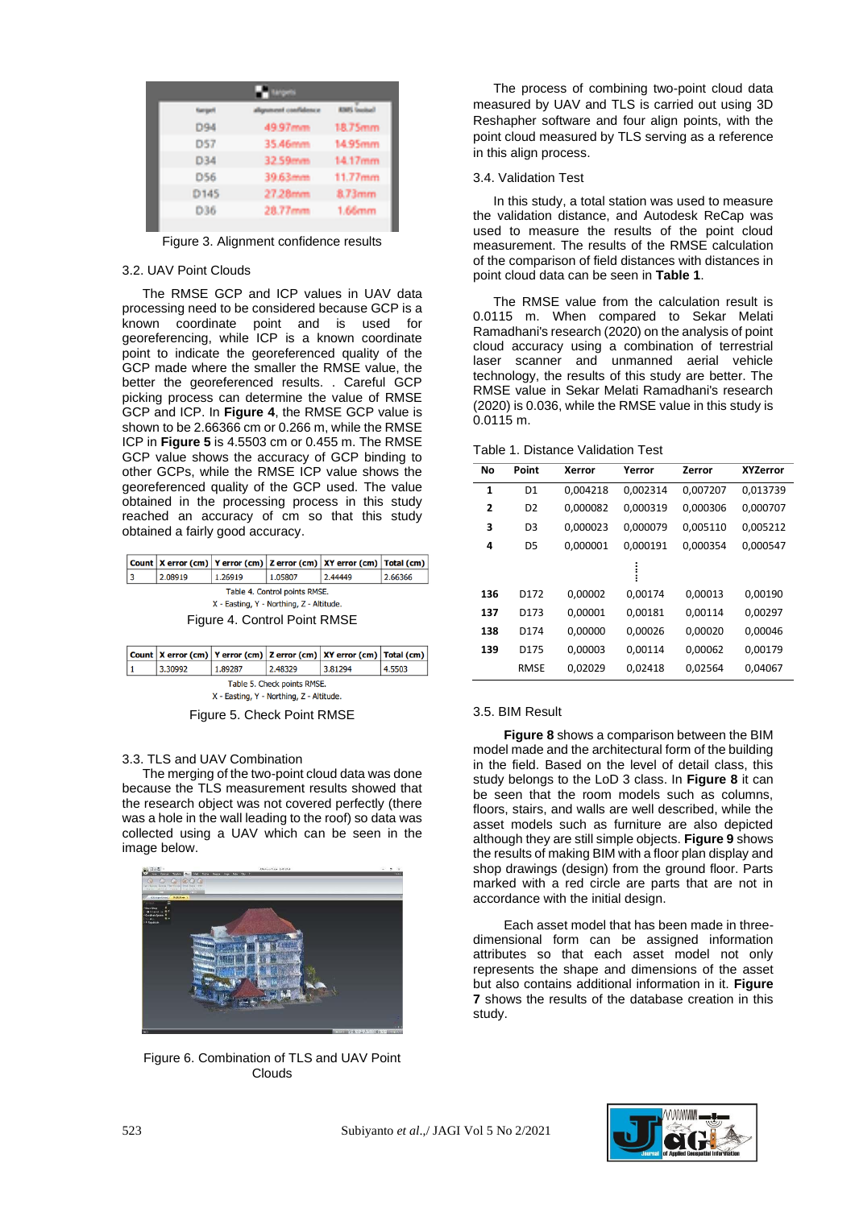| target | alignment confidence | RMS (noise) |
|---|---|---|
| D94 | 49.97mm | 18.75mm |
| D57 | 35.46mm | 14.95mm |
| D34 | 32.59mm | 14.17mm |
| D56 | 39.63mm | 11.77mm |
| D145 | 27.28mm | 8.73mm |
| D36 | 28.77mm | 1.66mm |

Figure 3. Alignment confidence results

### 3.2. UAV Point Clouds

The RMSE GCP and ICP values in UAV data processing need to be considered because GCP is a known coordinate point and is used for georeferencing, while ICP is a known coordinate point to indicate the georeferenced quality of the GCP made where the smaller the RMSE value, the better the georeferenced results. . Careful GCP picking process can determine the value of RMSE GCP and ICP. In **Figure 4**, the RMSE GCP value is shown to be 2.66366 cm or 0.266 m, while the RMSE ICP in **Figure 5** is 4.5503 cm or 0.455 m. The RMSE GCP value shows the accuracy of GCP binding to other GCPs, while the RMSE ICP value shows the georeferenced quality of the GCP used. The value obtained in the processing process in this study reached an accuracy of cm so that this study obtained a fairly good accuracy.

| Count | X error (cm) | Y error (cm) | Z error (cm) | XY error (cm) | Total (cm) |
|---|---|---|---|---|---|
| 3 | 2.08919 | 1.26919 | 1.05807 | 2.44449 | 2.66366 |

Table 4. Control points RMSE.
X - Easting, Y - Northing, Z - Altitude.

Figure 4. Control Point RMSE

| Count | X error (cm) | Y error (cm) | Z error (cm) | XY error (cm) | Total (cm) |
|---|---|---|---|---|---|
| 1 | 3.30992 | 1.89287 | 2.48329 | 3.81294 | 4.5503 |

Table 5. Check points RMSE.
X - Easting, Y - Northing, Z - Altitude.

Figure 5. Check Point RMSE

### 3.3. TLS and UAV Combination

The merging of the two-point cloud data was done because the TLS measurement results showed that the research object was not covered perfectly (there was a hole in the wall leading to the roof) so data was collected using a UAV which can be seen in the image below.

Figure 6. Combination of TLS and UAV Point Clouds

The process of combining two-point cloud data measured by UAV and TLS is carried out using 3D Reshapher software and four align points, with the point cloud measured by TLS serving as a reference in this align process.

### 3.4. Validation Test

In this study, a total station was used to measure the validation distance, and Autodesk ReCap was used to measure the results of the point cloud measurement. The results of the RMSE calculation of the comparison of field distances with distances in point cloud data can be seen in **Table 1**.

The RMSE value from the calculation result is 0.0115 m. When compared to Sekar Melati Ramadhani's research (2020) on the analysis of point cloud accuracy using a combination of terrestrial laser scanner and unmanned aerial vehicle technology, the results of this study are better. The RMSE value in Sekar Melati Ramadhani's research (2020) is 0.036, while the RMSE value in this study is 0.0115 m.

Table 1. Distance Validation Test

| No | Point | Xerror | Yerror | Zerror | XYZerror |
|---|---|---|---|---|---|
| 1 | D1 | 0,004218 | 0,002314 | 0,007207 | 0,013739 |
| 2 | D2 | 0,000082 | 0,000319 | 0,000306 | 0,000707 |
| 3 | D3 | 0,000023 | 0,000079 | 0,005110 | 0,005212 |
| 4 | D5 | 0,000001 | 0,000191 | 0,000354 | 0,000547 |
| | | ⋮ | | | |
| 136 | D172 | 0,00002 | 0,00174 | 0,00013 | 0,00190 |
| 137 | D173 | 0,00001 | 0,00181 | 0,00114 | 0,00297 |
| 138 | D174 | 0,00000 | 0,00026 | 0,00020 | 0,00046 |
| 139 | D175 | 0,00003 | 0,00114 | 0,00062 | 0,00179 |
| | RMSE | 0,02029 | 0,02418 | 0,02564 | 0,04067 |

### 3.5. BIM Result

**Figure 8** shows a comparison between the BIM model made and the architectural form of the building in the field. Based on the level of detail class, this study belongs to the LoD 3 class. In **Figure 8** it can be seen that the room models such as columns, floors, stairs, and walls are well described, while the asset models such as furniture are also depicted although they are still simple objects. **Figure 9** shows the results of making BIM with a floor plan display and shop drawings (design) from the ground floor. Parts marked with a red circle are parts that are not in accordance with the initial design.

Each asset model that has been made in three-dimensional form can be assigned information attributes so that each asset model not only represents the shape and dimensions of the asset but also contains additional information in it. **Figure 7** shows the results of the database creation in this study.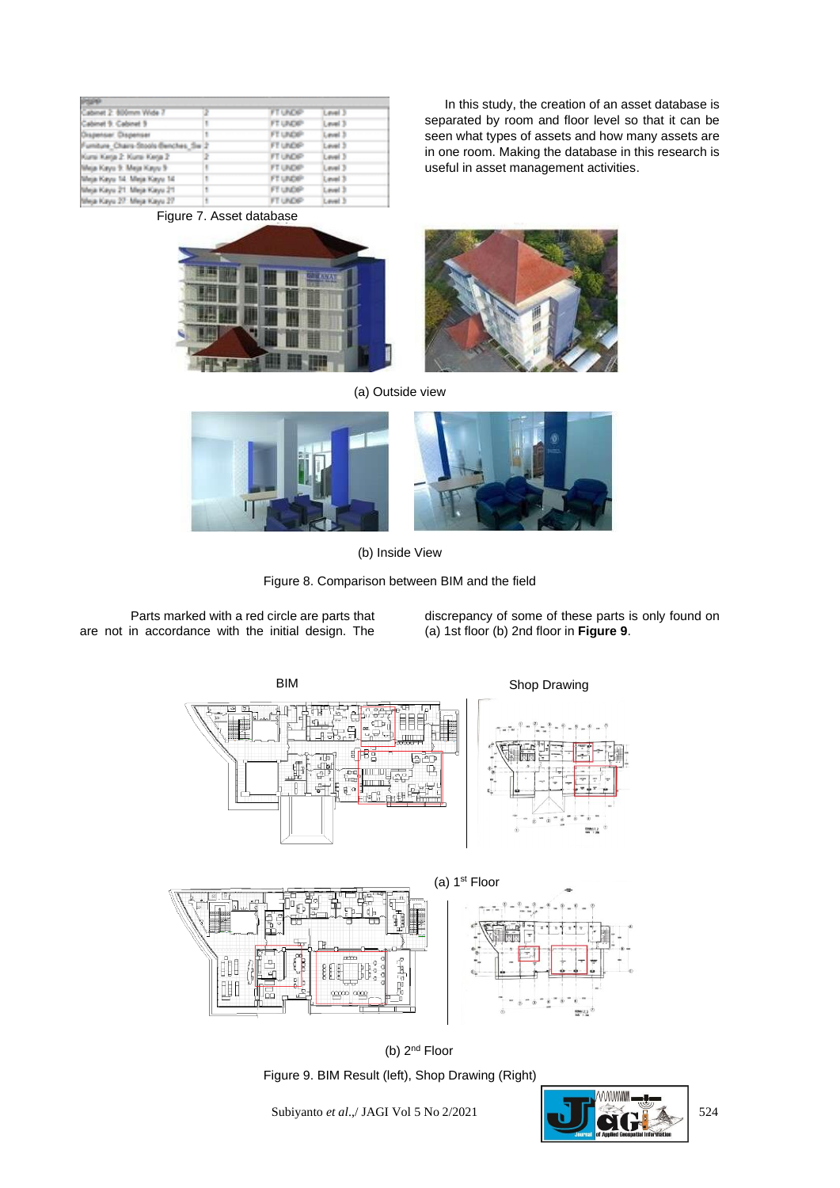| ITEM | | | |
|---|---|---|---|
| Cabinet 2: 600mm Wide 7 | 2 | FT UNDIP | Level 3 |
| Cabinet 5: Cabinet 5 | 1 | FT UNDIP | Level 3 |
| Dispenser: Dispenser | 1 | FT UNDIP | Level 3 |
| Furniture_Chairs-Stools-Benches_Sw 2 | 2 | FT UNDIP | Level 3 |
| Kursi Kerja 2: Kursi Kerja 2 | 2 | FT UNDIP | Level 3 |
| Meja Kayu 5: Meja Kayu 5 | 1 | FT UNDIP | Level 3 |
| Meja Kayu 14: Meja Kayu 14 | 1 | FT UNDIP | Level 3 |
| Meja Kayu 21: Meja Kayu 21 | 1 | FT UNDIP | Level 3 |
| Meja Kayu 27: Meja Kayu 27 | 1 | FT UNDIP | Level 3 |

Figure 7. Asset database

In this study, the creation of an asset database is separated by room and floor level so that it can be seen what types of assets and how many assets are in one room. Making the database in this research is useful in asset management activities.

(a) Outside view

(b) Inside View

Figure 8. Comparison between BIM and the field

Parts marked with a red circle are parts that are not in accordance with the initial design. The discrepancy of some of these parts is only found on (a) 1st floor (b) 2nd floor in **Figure 9**.

BIM

Shop Drawing

(a) 1st Floor

(b) 2nd Floor

Figure 9. BIM Result (left), Shop Drawing (Right)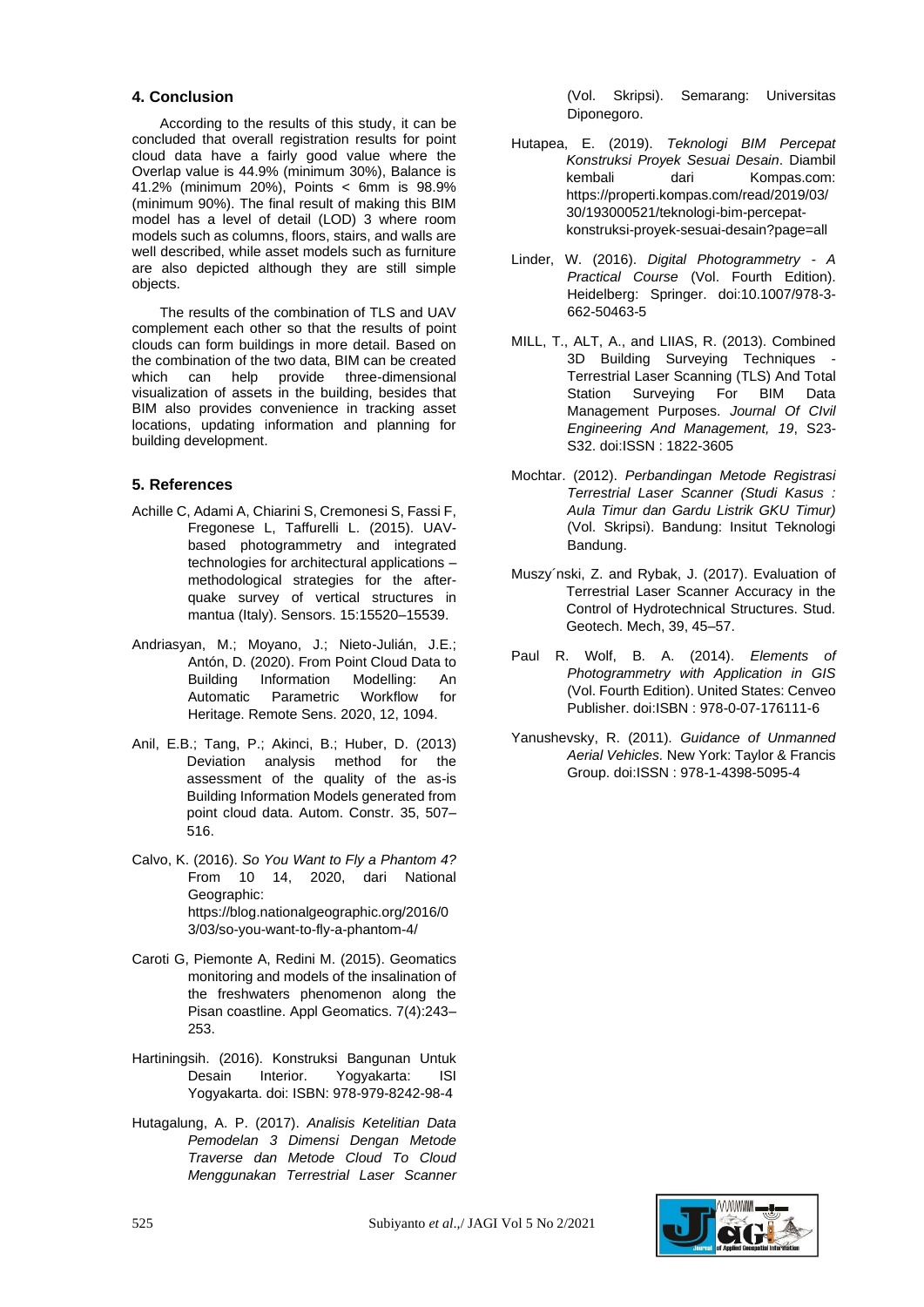## 4. Conclusion

According to the results of this study, it can be concluded that overall registration results for point cloud data have a fairly good value where the Overlap value is 44.9% (minimum 30%), Balance is 41.2% (minimum 20%), Points < 6mm is 98.9% (minimum 90%). The final result of making this BIM model has a level of detail (LOD) 3 where room models such as columns, floors, stairs, and walls are well described, while asset models such as furniture are also depicted although they are still simple objects.

The results of the combination of TLS and UAV complement each other so that the results of point clouds can form buildings in more detail. Based on the combination of the two data, BIM can be created which can help provide three-dimensional visualization of assets in the building, besides that BIM also provides convenience in tracking asset locations, updating information and planning for building development.

## 5. References

Achille C, Adami A, Chiarini S, Cremonesi S, Fassi F, Fregonese L, Taffurelli L. (2015). UAV-based photogrammetry and integrated technologies for architectural applications – methodological strategies for the after-quake survey of vertical structures in mantua (Italy). Sensors. 15:15520–15539.

Andriasyan, M.; Moyano, J.; Nieto-Julián, J.E.; Antón, D. (2020). From Point Cloud Data to Building Information Modelling: An Automatic Parametric Workflow for Heritage. Remote Sens. 2020, 12, 1094.

Anil, E.B.; Tang, P.; Akinci, B.; Huber, D. (2013) Deviation analysis method for the assessment of the quality of the as-is Building Information Models generated from point cloud data. Autom. Constr. 35, 507–516.

Calvo, K. (2016). *So You Want to Fly a Phantom 4?* From 10 14, 2020, dari National Geographic: https://blog.nationalgeographic.org/2016/03/03/so-you-want-to-fly-a-phantom-4/

Caroti G, Piemonte A, Redini M. (2015). Geomatics monitoring and models of the insalination of the freshwaters phenomenon along the Pisan coastline. Appl Geomatics. 7(4):243–253.

Hartiningsih. (2016). Konstruksi Bangunan Untuk Desain Interior. Yogyakarta: ISI Yogyakarta. doi: ISBN: 978-979-8242-98-4

Hutagalung, A. P. (2017). *Analisis Ketelitian Data Pemodelan 3 Dimensi Dengan Metode Traverse dan Metode Cloud To Cloud Menggunakan Terrestrial Laser Scanner* (Vol. Skripsi). Semarang: Universitas Diponegoro.

Hutapea, E. (2019). *Teknologi BIM Percepat Konstruksi Proyek Sesuai Desain*. Diambil kembali dari Kompas.com: https://properti.kompas.com/read/2019/03/30/193000521/teknologi-bim-percepat-konstruksi-proyek-sesuai-desain?page=all

Linder, W. (2016). *Digital Photogrammetry - A Practical Course* (Vol. Fourth Edition). Heidelberg: Springer. doi:10.1007/978-3-662-50463-5

MILL, T., ALT, A., and LIIAS, R. (2013). Combined 3D Building Surveying Techniques - Terrestrial Laser Scanning (TLS) And Total Station Surveying For BIM Data Management Purposes. *Journal Of CIvil Engineering And Management, 19*, S23-S32. doi:ISSN : 1822-3605

Mochtar. (2012). *Perbandingan Metode Registrasi Terrestrial Laser Scanner (Studi Kasus : Aula Timur dan Gardu Listrik GKU Timur)* (Vol. Skripsi). Bandung: Insitut Teknologi Bandung.

Muszy´nski, Z. and Rybak, J. (2017). Evaluation of Terrestrial Laser Scanner Accuracy in the Control of Hydrotechnical Structures. Stud. Geotech. Mech, 39, 45–57.

Paul R. Wolf, B. A. (2014). *Elements of Photogrammetry with Application in GIS* (Vol. Fourth Edition). United States: Cenveo Publisher. doi:ISBN : 978-0-07-176111-6

Yanushevsky, R. (2011). *Guidance of Unmanned Aerial Vehicles.* New York: Taylor & Francis Group. doi:ISSN : 978-1-4398-5095-4